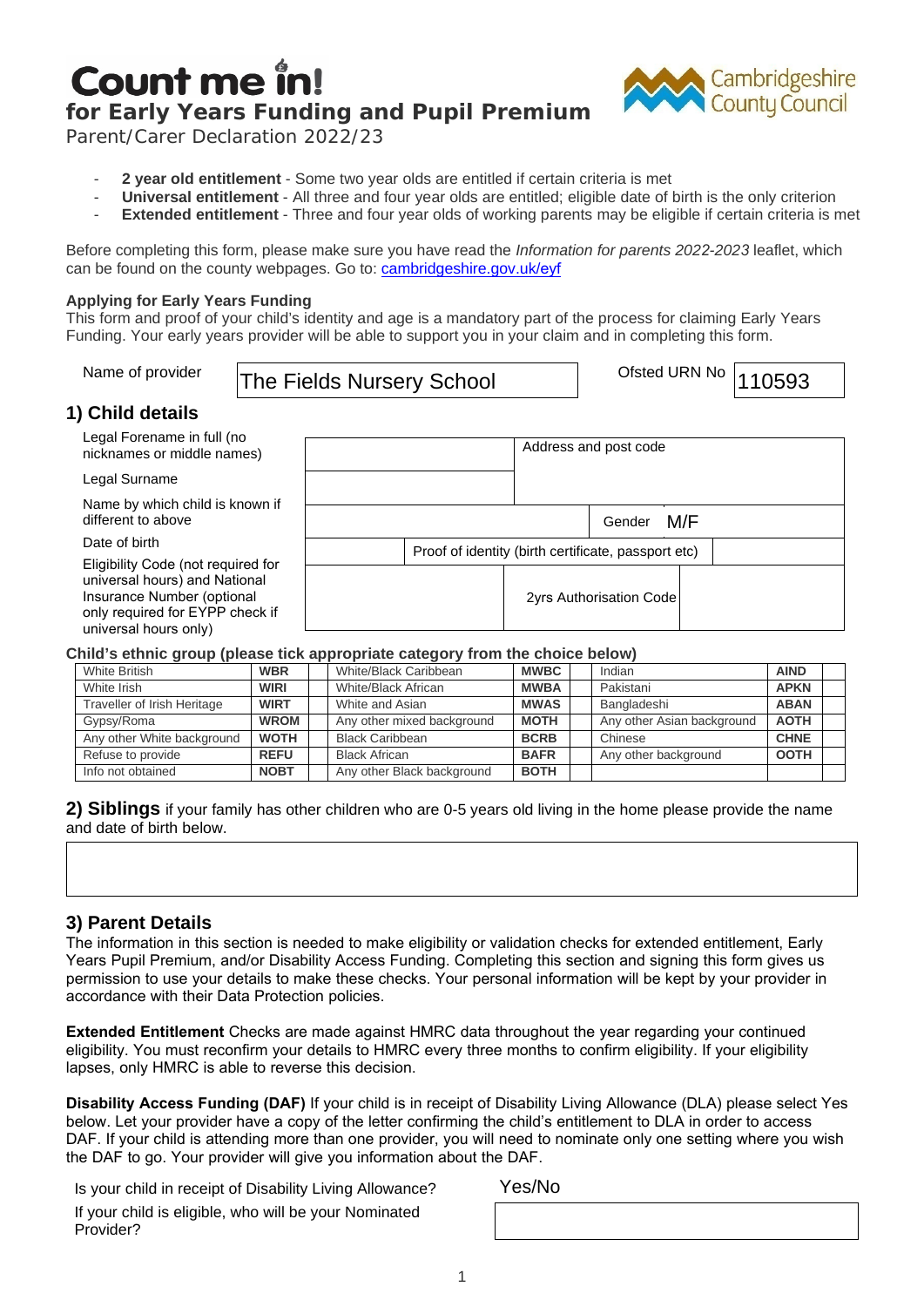# Count me in!

## for Early Years Funding and Pupil Premium

Parent/Carer Declaration 2022/23

Cambridgeshire County Council

- **2 year old entitlement** - Some two year olds are entitled if certain criteria is met
- **Universal entitlement** - All three and four year olds are entitled; eligible date of birth is the only criterion
- **Extended entitlement** - Three and four year olds of working parents may be eligible if certain criteria is met

Before completing this form, please make sure you have read the *Information for parents 2022-2023* leaflet, which can be found on the county webpages. Go to: cambridgeshire.gov.uk/eyf

**Applying for Early Years Funding**
This form and proof of your child's identity and age is a mandatory part of the process for claiming Early Years Funding. Your early years provider will be able to support you in your claim and in completing this form.

| | | | |
|---|---|---|---|
| Name of provider | The Fields Nursery School | Ofsted URN No | 110593 |

## 1) Child details

| | | | | |
|---|---|---|---|---|
| Legal Forename in full (no nicknames or middle names) | | Address and post code | | |
| Legal Surname | | | | |
| Name by which child is known if different to above | | Gender | M/F | |
| Date of birth | | Proof of identity (birth certificate, passport etc) | | |
| Eligibility Code (not required for universal hours) and National Insurance Number (optional only required for EYPP check if universal hours only) | | 2yrs Authorisation Code | | |

**Child's ethnic group (please tick appropriate category from the choice below)**

| | | | | | | | | |
|---|---|---|---|---|---|---|---|---|
| White British | WBR | | White/Black Caribbean | MWBC | | Indian | AIND | |
| White Irish | WIRI | | White/Black African | MWBA | | Pakistani | APKN | |
| Traveller of Irish Heritage | WIRT | | White and Asian | MWAS | | Bangladeshi | ABAN | |
| Gypsy/Roma | WROM | | Any other mixed background | MOTH | | Any other Asian background | AOTH | |
| Any other White background | WOTH | | Black Caribbean | BCRB | | Chinese | CHNE | |
| Refuse to provide | REFU | | Black African | BAFR | | Any other background | OOTH | |
| Info not obtained | NOBT | | Any other Black background | BOTH | | | | |

**2) Siblings** if your family has other children who are 0-5 years old living in the home please provide the name and date of birth below.

## 3) Parent Details

The information in this section is needed to make eligibility or validation checks for extended entitlement, Early Years Pupil Premium, and/or Disability Access Funding. Completing this section and signing this form gives us permission to use your details to make these checks. Your personal information will be kept by your provider in accordance with their Data Protection policies.

**Extended Entitlement** Checks are made against HMRC data throughout the year regarding your continued eligibility. You must reconfirm your details to HMRC every three months to confirm eligibility. If your eligibility lapses, only HMRC is able to reverse this decision.

**Disability Access Funding (DAF)** If your child is in receipt of Disability Living Allowance (DLA) please select Yes below. Let your provider have a copy of the letter confirming the child's entitlement to DLA in order to access DAF. If your child is attending more than one provider, you will need to nominate only one setting where you wish the DAF to go. Your provider will give you information about the DAF.

| | |
|---|---|
| Is your child in receipt of Disability Living Allowance? | Yes/No |
| If your child is eligible, who will be your Nominated Provider? | |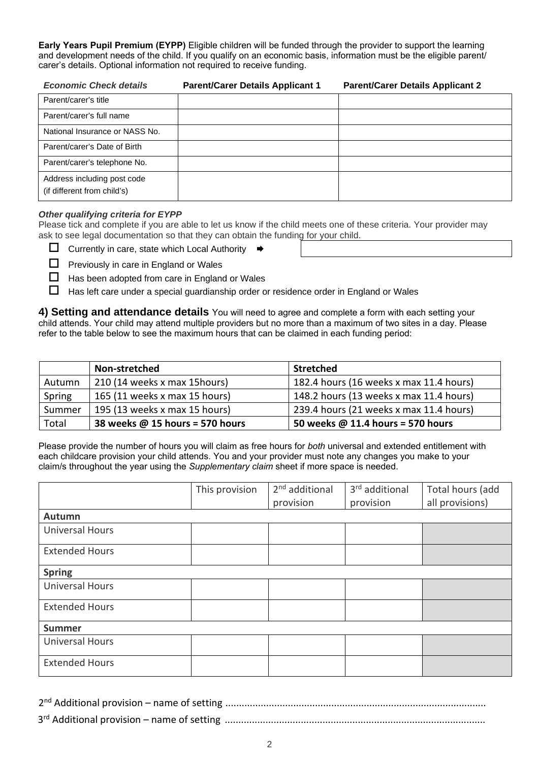**Early Years Pupil Premium (EYPP)** Eligible children will be funded through the provider to support the learning and development needs of the child. If you qualify on an economic basis, information must be the eligible parent/ carer's details. Optional information not required to receive funding.

| *Economic Check details* | Parent/Carer Details Applicant 1 | Parent/Carer Details Applicant 2 |
|---|---|---|
| Parent/carer's title | | |
| Parent/carer's full name | | |
| National Insurance or NASS No. | | |
| Parent/carer's Date of Birth | | |
| Parent/carer's telephone No. | | |
| Address including post code (if different from child's) | | |

***Other qualifying criteria for EYPP***

Please tick and complete if you are able to let us know if the child meets one of these criteria. Your provider may ask to see legal documentation so that they can obtain the funding for your child.

- ☐ Currently in care, state which Local Authority ➡ ____________
- ☐ Previously in care in England or Wales
- ☐ Has been adopted from care in England or Wales
- ☐ Has left care under a special guardianship order or residence order in England or Wales

## 4) Setting and attendance details

You will need to agree and complete a form with each setting your child attends. Your child may attend multiple providers but no more than a maximum of two sites in a day. Please refer to the table below to see the maximum hours that can be claimed in each funding period:

| | Non-stretched | Stretched |
|---|---|---|
| Autumn | 210 (14 weeks x max 15hours) | 182.4 hours (16 weeks x max 11.4 hours) |
| Spring | 165 (11 weeks x max 15 hours) | 148.2 hours (13 weeks x max 11.4 hours) |
| Summer | 195 (13 weeks x max 15 hours) | 239.4 hours (21 weeks x max 11.4 hours) |
| Total | **38 weeks @ 15 hours = 570 hours** | **50 weeks @ 11.4 hours = 570 hours** |

Please provide the number of hours you will claim as free hours for *both* universal and extended entitlement with each childcare provision your child attends. You and your provider must note any changes you make to your claim/s throughout the year using the *Supplementary claim* sheet if more space is needed.

| | This provision | 2nd additional provision | 3rd additional provision | Total hours (add all provisions) |
|---|---|---|---|---|
| **Autumn** | | | | |
| Universal Hours | | | | |
| Extended Hours | | | | |
| **Spring** | | | | |
| Universal Hours | | | | |
| Extended Hours | | | | |
| **Summer** | | | | |
| Universal Hours | | | | |
| Extended Hours | | | | |

2nd Additional provision – name of setting ..............................................................................................

3rd Additional provision – name of setting ..............................................................................................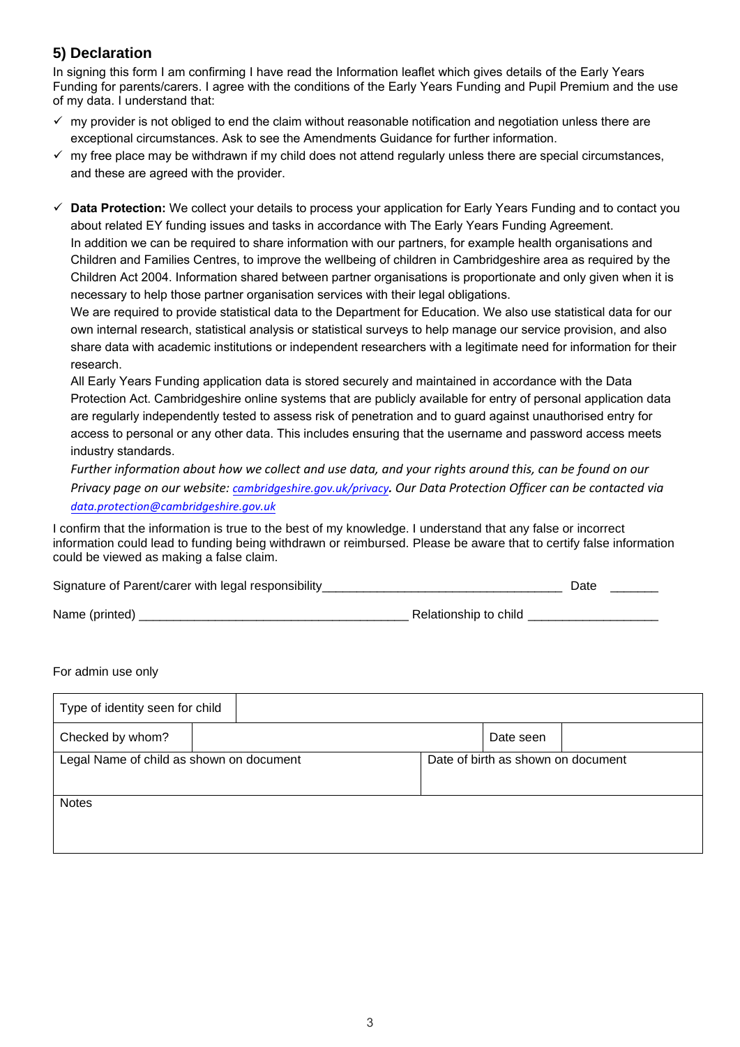## 5) Declaration

In signing this form I am confirming I have read the Information leaflet which gives details of the Early Years Funding for parents/carers. I agree with the conditions of the Early Years Funding and Pupil Premium and the use of my data. I understand that:

- ✓ my provider is not obliged to end the claim without reasonable notification and negotiation unless there are exceptional circumstances. Ask to see the Amendments Guidance for further information.
- ✓ my free place may be withdrawn if my child does not attend regularly unless there are special circumstances, and these are agreed with the provider.

- ✓ **Data Protection:** We collect your details to process your application for Early Years Funding and to contact you about related EY funding issues and tasks in accordance with The Early Years Funding Agreement.
  In addition we can be required to share information with our partners, for example health organisations and Children and Families Centres, to improve the wellbeing of children in Cambridgeshire area as required by the Children Act 2004. Information shared between partner organisations is proportionate and only given when it is necessary to help those partner organisation services with their legal obligations.
  We are required to provide statistical data to the Department for Education. We also use statistical data for our own internal research, statistical analysis or statistical surveys to help manage our service provision, and also share data with academic institutions or independent researchers with a legitimate need for information for their research.
  All Early Years Funding application data is stored securely and maintained in accordance with the Data Protection Act. Cambridgeshire online systems that are publicly available for entry of personal application data are regularly independently tested to assess risk of penetration and to guard against unauthorised entry for access to personal or any other data. This includes ensuring that the username and password access meets industry standards.
  *Further information about how we collect and use data, and your rights around this, can be found on our Privacy page on our website: cambridgeshire.gov.uk/privacy. Our Data Protection Officer can be contacted via data.protection@cambridgeshire.gov.uk*

I confirm that the information is true to the best of my knowledge. I understand that any false or incorrect information could lead to funding being withdrawn or reimbursed. Please be aware that to certify false information could be viewed as making a false claim.

Signature of Parent/carer with legal responsibility__________________________________ Date _______

Name (printed) ______________________________________ Relationship to child __________________

For admin use only

| | | | |
|---|---|---|---|
| Type of identity seen for child | | | |
| Checked by whom? | | Date seen | |
| Legal Name of child as shown on document | | Date of birth as shown on document | |
| Notes | | | |